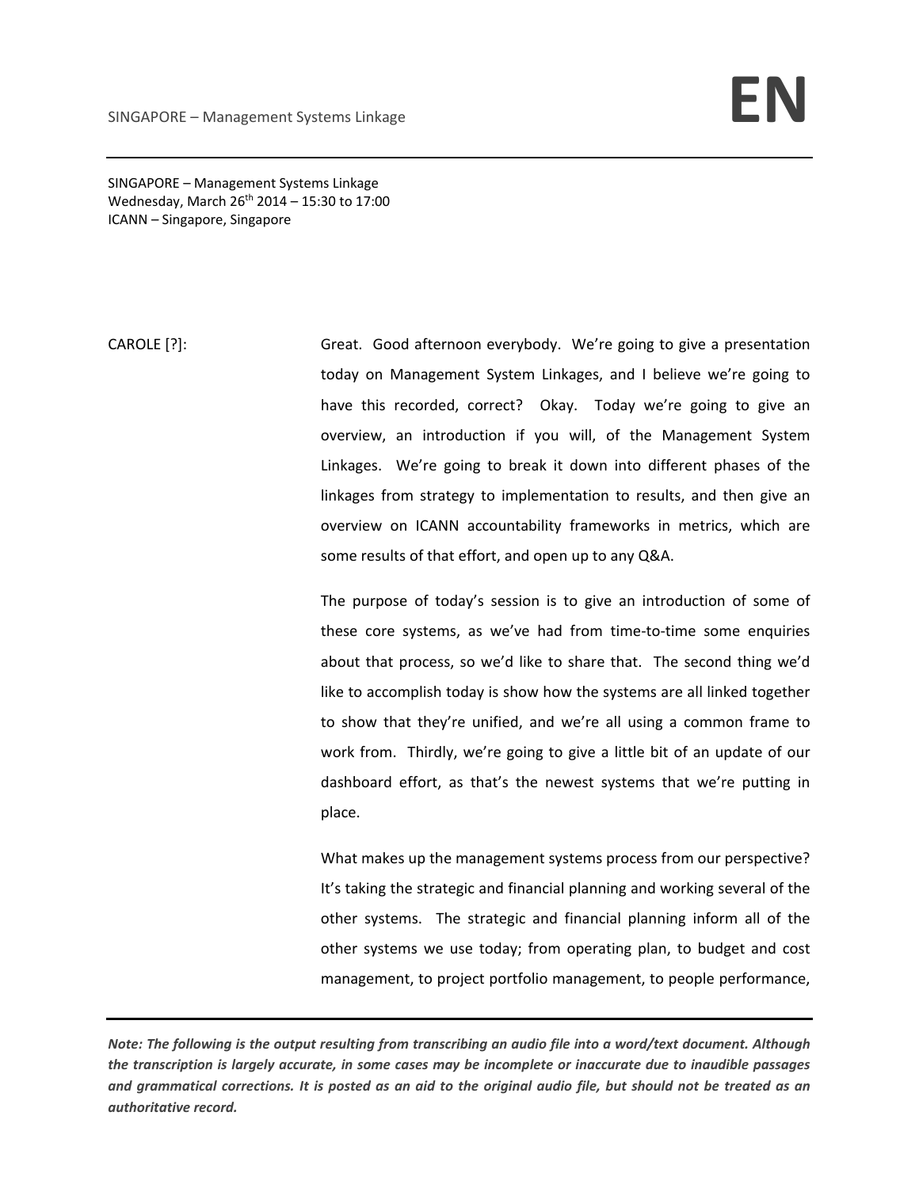SINGAPORE – Management Systems Linkage
Wednesday, March 26th 2014 – 15:30 to 17:00
ICANN – Singapore, Singapore

CAROLE [?]: Great. Good afternoon everybody. We're going to give a presentation today on Management System Linkages, and I believe we're going to have this recorded, correct? Okay. Today we're going to give an overview, an introduction if you will, of the Management System Linkages. We're going to break it down into different phases of the linkages from strategy to implementation to results, and then give an overview on ICANN accountability frameworks in metrics, which are some results of that effort, and open up to any Q&A.

The purpose of today's session is to give an introduction of some of these core systems, as we've had from time-to-time some enquiries about that process, so we'd like to share that. The second thing we'd like to accomplish today is show how the systems are all linked together to show that they're unified, and we're all using a common frame to work from. Thirdly, we're going to give a little bit of an update of our dashboard effort, as that's the newest systems that we're putting in place.

What makes up the management systems process from our perspective? It's taking the strategic and financial planning and working several of the other systems. The strategic and financial planning inform all of the other systems we use today; from operating plan, to budget and cost management, to project portfolio management, to people performance,

*Note: The following is the output resulting from transcribing an audio file into a word/text document. Although the transcription is largely accurate, in some cases may be incomplete or inaccurate due to inaudible passages and grammatical corrections. It is posted as an aid to the original audio file, but should not be treated as an authoritative record.*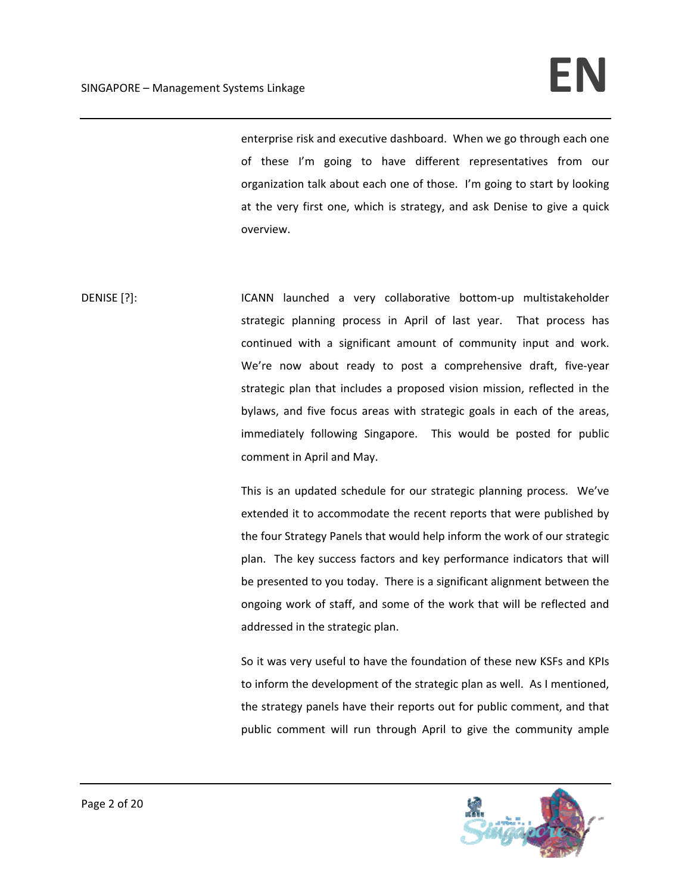enterprise risk and executive dashboard. When we go through each one of these I'm going to have different representatives from our organization talk about each one of those. I'm going to start by looking at the very first one, which is strategy, and ask Denise to give a quick overview.

DENISE [?]: ICANN launched a very collaborative bottom-up multistakeholder strategic planning process in April of last year. That process has continued with a significant amount of community input and work. We're now about ready to post a comprehensive draft, five-year strategic plan that includes a proposed vision mission, reflected in the bylaws, and five focus areas with strategic goals in each of the areas, immediately following Singapore. This would be posted for public comment in April and May.

This is an updated schedule for our strategic planning process. We've extended it to accommodate the recent reports that were published by the four Strategy Panels that would help inform the work of our strategic plan. The key success factors and key performance indicators that will be presented to you today. There is a significant alignment between the ongoing work of staff, and some of the work that will be reflected and addressed in the strategic plan.

So it was very useful to have the foundation of these new KSFs and KPIs to inform the development of the strategic plan as well. As I mentioned, the strategy panels have their reports out for public comment, and that public comment will run through April to give the community ample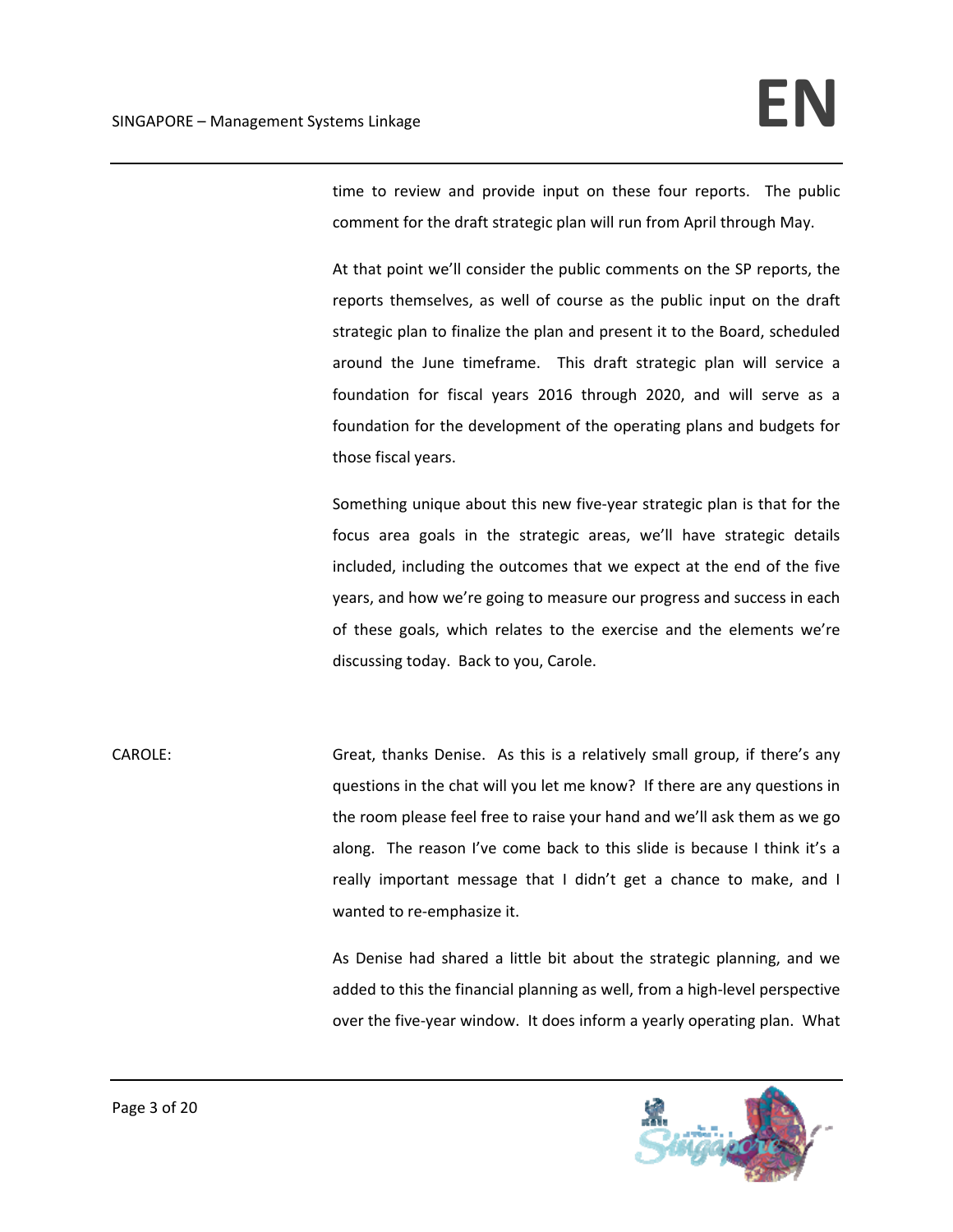time to review and provide input on these four reports. The public comment for the draft strategic plan will run from April through May.

At that point we'll consider the public comments on the SP reports, the reports themselves, as well of course as the public input on the draft strategic plan to finalize the plan and present it to the Board, scheduled around the June timeframe. This draft strategic plan will service a foundation for fiscal years 2016 through 2020, and will serve as a foundation for the development of the operating plans and budgets for those fiscal years.

Something unique about this new five-year strategic plan is that for the focus area goals in the strategic areas, we'll have strategic details included, including the outcomes that we expect at the end of the five years, and how we're going to measure our progress and success in each of these goals, which relates to the exercise and the elements we're discussing today. Back to you, Carole.

CAROLE: Great, thanks Denise. As this is a relatively small group, if there's any questions in the chat will you let me know? If there are any questions in the room please feel free to raise your hand and we'll ask them as we go along. The reason I've come back to this slide is because I think it's a really important message that I didn't get a chance to make, and I wanted to re-emphasize it.

As Denise had shared a little bit about the strategic planning, and we added to this the financial planning as well, from a high-level perspective over the five-year window. It does inform a yearly operating plan. What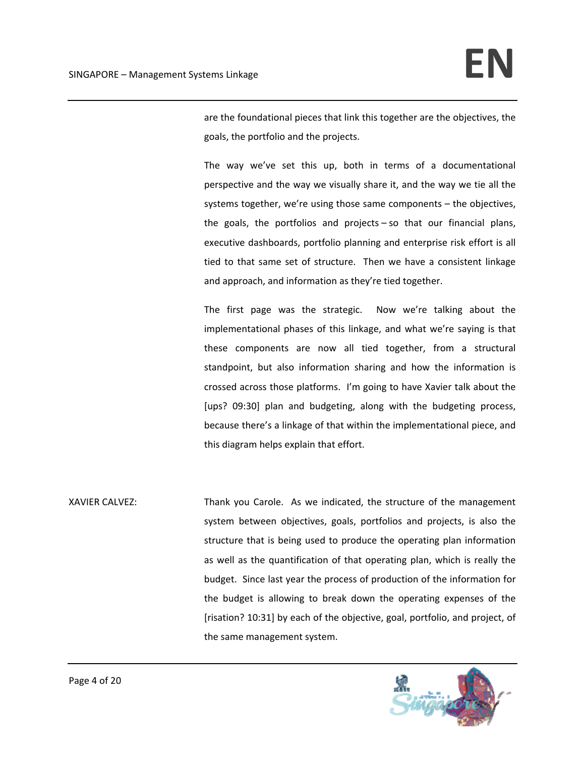are the foundational pieces that link this together are the objectives, the goals, the portfolio and the projects.

The way we've set this up, both in terms of a documentational perspective and the way we visually share it, and the way we tie all the systems together, we're using those same components – the objectives, the goals, the portfolios and projects – so that our financial plans, executive dashboards, portfolio planning and enterprise risk effort is all tied to that same set of structure. Then we have a consistent linkage and approach, and information as they're tied together.

The first page was the strategic. Now we're talking about the implementational phases of this linkage, and what we're saying is that these components are now all tied together, from a structural standpoint, but also information sharing and how the information is crossed across those platforms. I'm going to have Xavier talk about the [ups? 09:30] plan and budgeting, along with the budgeting process, because there's a linkage of that within the implementational piece, and this diagram helps explain that effort.

XAVIER CALVEZ: Thank you Carole. As we indicated, the structure of the management system between objectives, goals, portfolios and projects, is also the structure that is being used to produce the operating plan information as well as the quantification of that operating plan, which is really the budget. Since last year the process of production of the information for the budget is allowing to break down the operating expenses of the [risation? 10:31] by each of the objective, goal, portfolio, and project, of the same management system.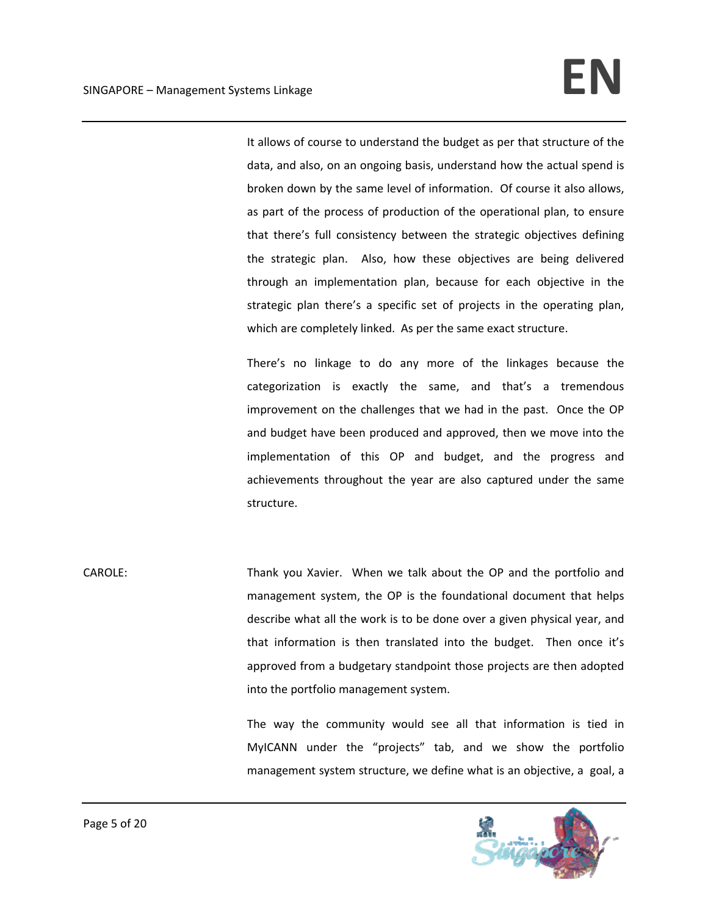It allows of course to understand the budget as per that structure of the data, and also, on an ongoing basis, understand how the actual spend is broken down by the same level of information. Of course it also allows, as part of the process of production of the operational plan, to ensure that there's full consistency between the strategic objectives defining the strategic plan. Also, how these objectives are being delivered through an implementation plan, because for each objective in the strategic plan there's a specific set of projects in the operating plan, which are completely linked. As per the same exact structure.

There's no linkage to do any more of the linkages because the categorization is exactly the same, and that's a tremendous improvement on the challenges that we had in the past. Once the OP and budget have been produced and approved, then we move into the implementation of this OP and budget, and the progress and achievements throughout the year are also captured under the same structure.

CAROLE: Thank you Xavier. When we talk about the OP and the portfolio and management system, the OP is the foundational document that helps describe what all the work is to be done over a given physical year, and that information is then translated into the budget. Then once it's approved from a budgetary standpoint those projects are then adopted into the portfolio management system.

The way the community would see all that information is tied in MyICANN under the "projects" tab, and we show the portfolio management system structure, we define what is an objective, a goal, a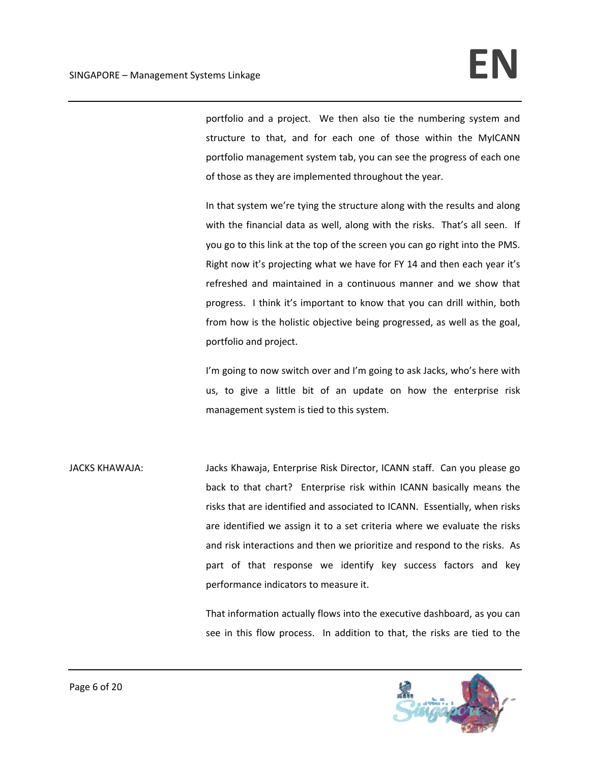portfolio and a project. We then also tie the numbering system and structure to that, and for each one of those within the MyICANN portfolio management system tab, you can see the progress of each one of those as they are implemented throughout the year.

In that system we're tying the structure along with the results and along with the financial data as well, along with the risks. That's all seen. If you go to this link at the top of the screen you can go right into the PMS. Right now it's projecting what we have for FY 14 and then each year it's refreshed and maintained in a continuous manner and we show that progress. I think it's important to know that you can drill within, both from how is the holistic objective being progressed, as well as the goal, portfolio and project.

I'm going to now switch over and I'm going to ask Jacks, who's here with us, to give a little bit of an update on how the enterprise risk management system is tied to this system.

JACKS KHAWAJA: Jacks Khawaja, Enterprise Risk Director, ICANN staff. Can you please go back to that chart? Enterprise risk within ICANN basically means the risks that are identified and associated to ICANN. Essentially, when risks are identified we assign it to a set criteria where we evaluate the risks and risk interactions and then we prioritize and respond to the risks. As part of that response we identify key success factors and key performance indicators to measure it.

That information actually flows into the executive dashboard, as you can see in this flow process. In addition to that, the risks are tied to the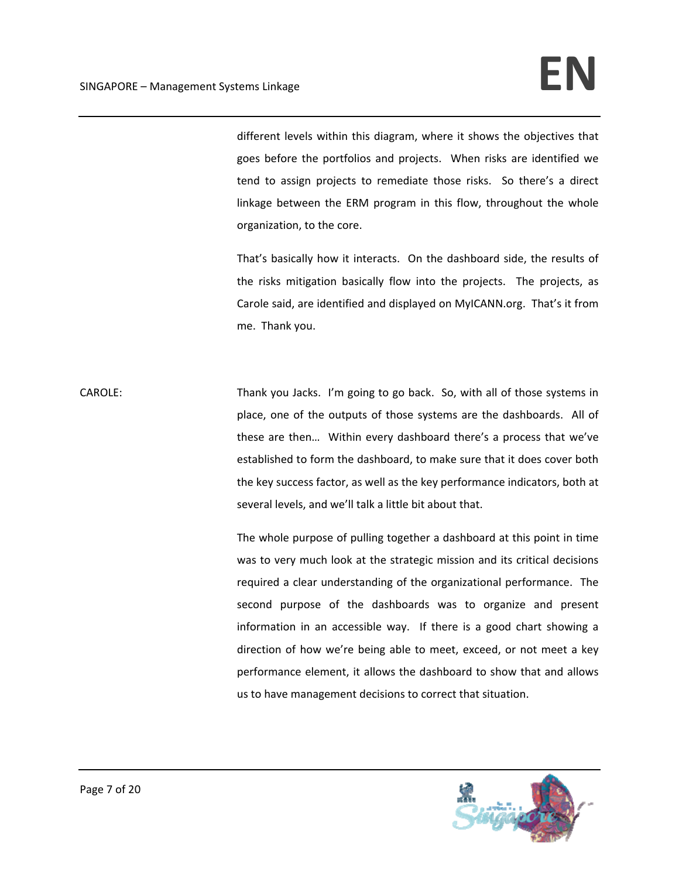different levels within this diagram, where it shows the objectives that goes before the portfolios and projects. When risks are identified we tend to assign projects to remediate those risks. So there's a direct linkage between the ERM program in this flow, throughout the whole organization, to the core.

That's basically how it interacts. On the dashboard side, the results of the risks mitigation basically flow into the projects. The projects, as Carole said, are identified and displayed on MyICANN.org. That's it from me. Thank you.

CAROLE: Thank you Jacks. I'm going to go back. So, with all of those systems in place, one of the outputs of those systems are the dashboards. All of these are then… Within every dashboard there's a process that we've established to form the dashboard, to make sure that it does cover both the key success factor, as well as the key performance indicators, both at several levels, and we'll talk a little bit about that.

The whole purpose of pulling together a dashboard at this point in time was to very much look at the strategic mission and its critical decisions required a clear understanding of the organizational performance. The second purpose of the dashboards was to organize and present information in an accessible way. If there is a good chart showing a direction of how we're being able to meet, exceed, or not meet a key performance element, it allows the dashboard to show that and allows us to have management decisions to correct that situation.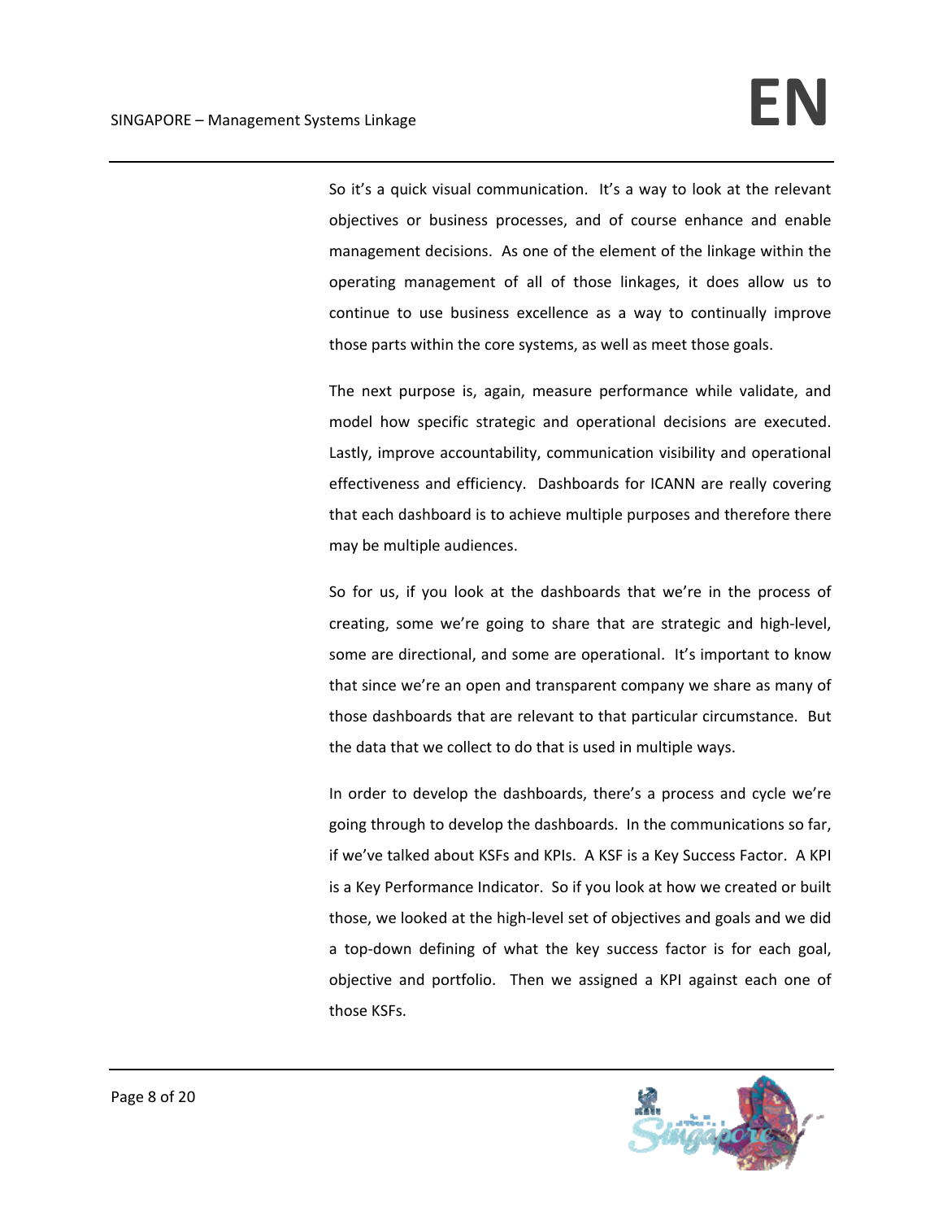So it's a quick visual communication. It's a way to look at the relevant objectives or business processes, and of course enhance and enable management decisions. As one of the element of the linkage within the operating management of all of those linkages, it does allow us to continue to use business excellence as a way to continually improve those parts within the core systems, as well as meet those goals.

The next purpose is, again, measure performance while validate, and model how specific strategic and operational decisions are executed. Lastly, improve accountability, communication visibility and operational effectiveness and efficiency. Dashboards for ICANN are really covering that each dashboard is to achieve multiple purposes and therefore there may be multiple audiences.

So for us, if you look at the dashboards that we're in the process of creating, some we're going to share that are strategic and high-level, some are directional, and some are operational. It's important to know that since we're an open and transparent company we share as many of those dashboards that are relevant to that particular circumstance. But the data that we collect to do that is used in multiple ways.

In order to develop the dashboards, there's a process and cycle we're going through to develop the dashboards. In the communications so far, if we've talked about KSFs and KPIs. A KSF is a Key Success Factor. A KPI is a Key Performance Indicator. So if you look at how we created or built those, we looked at the high-level set of objectives and goals and we did a top-down defining of what the key success factor is for each goal, objective and portfolio. Then we assigned a KPI against each one of those KSFs.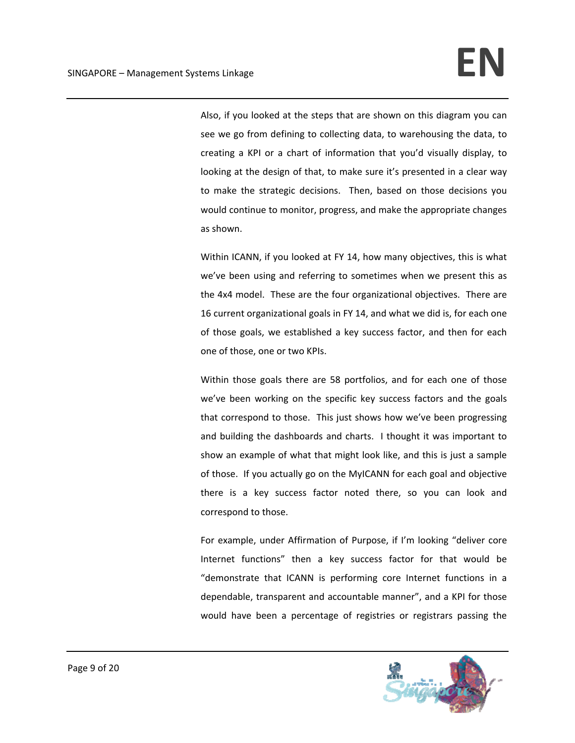Also, if you looked at the steps that are shown on this diagram you can see we go from defining to collecting data, to warehousing the data, to creating a KPI or a chart of information that you'd visually display, to looking at the design of that, to make sure it's presented in a clear way to make the strategic decisions. Then, based on those decisions you would continue to monitor, progress, and make the appropriate changes as shown.

Within ICANN, if you looked at FY 14, how many objectives, this is what we've been using and referring to sometimes when we present this as the 4x4 model. These are the four organizational objectives. There are 16 current organizational goals in FY 14, and what we did is, for each one of those goals, we established a key success factor, and then for each one of those, one or two KPIs.

Within those goals there are 58 portfolios, and for each one of those we've been working on the specific key success factors and the goals that correspond to those. This just shows how we've been progressing and building the dashboards and charts. I thought it was important to show an example of what that might look like, and this is just a sample of those. If you actually go on the MyICANN for each goal and objective there is a key success factor noted there, so you can look and correspond to those.

For example, under Affirmation of Purpose, if I'm looking "deliver core Internet functions" then a key success factor for that would be "demonstrate that ICANN is performing core Internet functions in a dependable, transparent and accountable manner", and a KPI for those would have been a percentage of registries or registrars passing the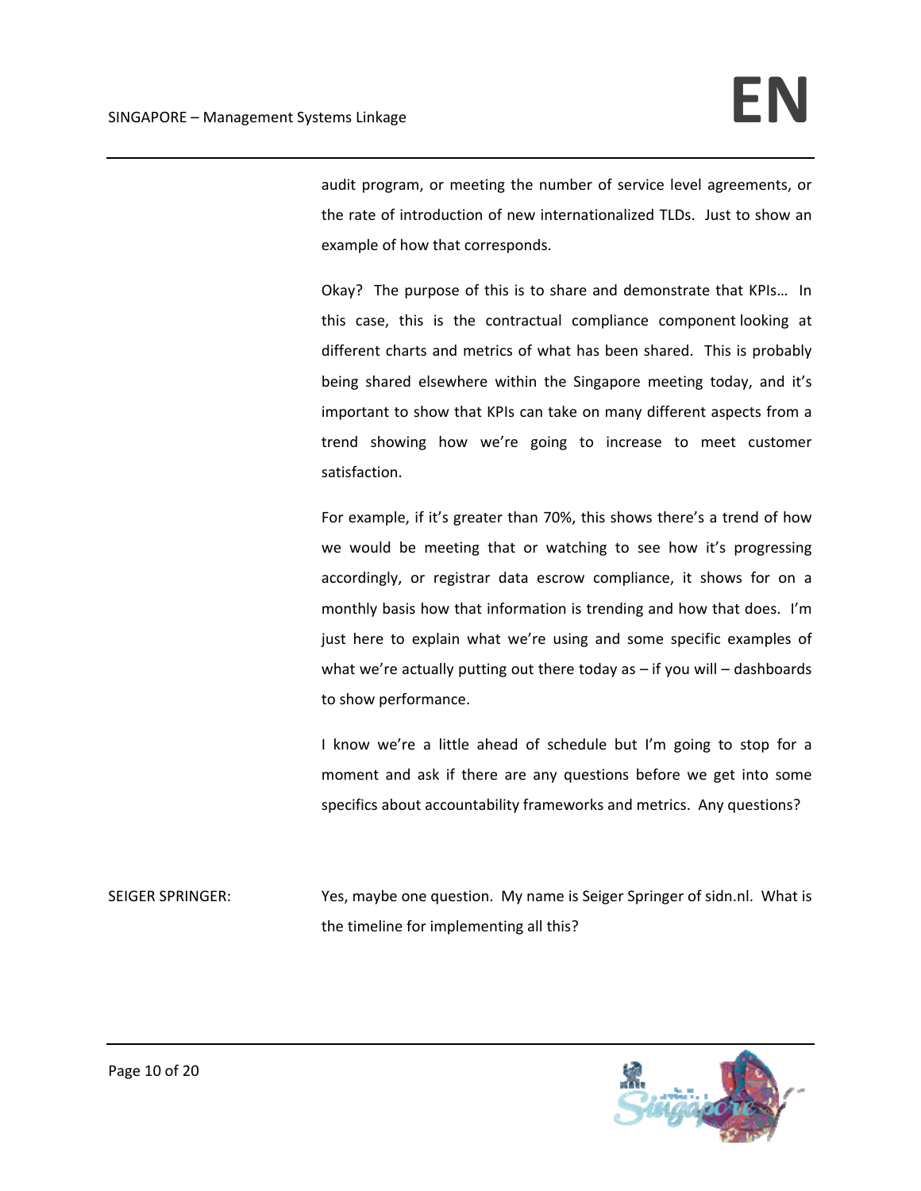audit program, or meeting the number of service level agreements, or the rate of introduction of new internationalized TLDs. Just to show an example of how that corresponds.

Okay? The purpose of this is to share and demonstrate that KPIs… In this case, this is the contractual compliance component looking at different charts and metrics of what has been shared. This is probably being shared elsewhere within the Singapore meeting today, and it's important to show that KPIs can take on many different aspects from a trend showing how we're going to increase to meet customer satisfaction.

For example, if it's greater than 70%, this shows there's a trend of how we would be meeting that or watching to see how it's progressing accordingly, or registrar data escrow compliance, it shows for on a monthly basis how that information is trending and how that does. I'm just here to explain what we're using and some specific examples of what we're actually putting out there today as – if you will – dashboards to show performance.

I know we're a little ahead of schedule but I'm going to stop for a moment and ask if there are any questions before we get into some specifics about accountability frameworks and metrics. Any questions?

SEIGER SPRINGER: Yes, maybe one question. My name is Seiger Springer of sidn.nl. What is the timeline for implementing all this?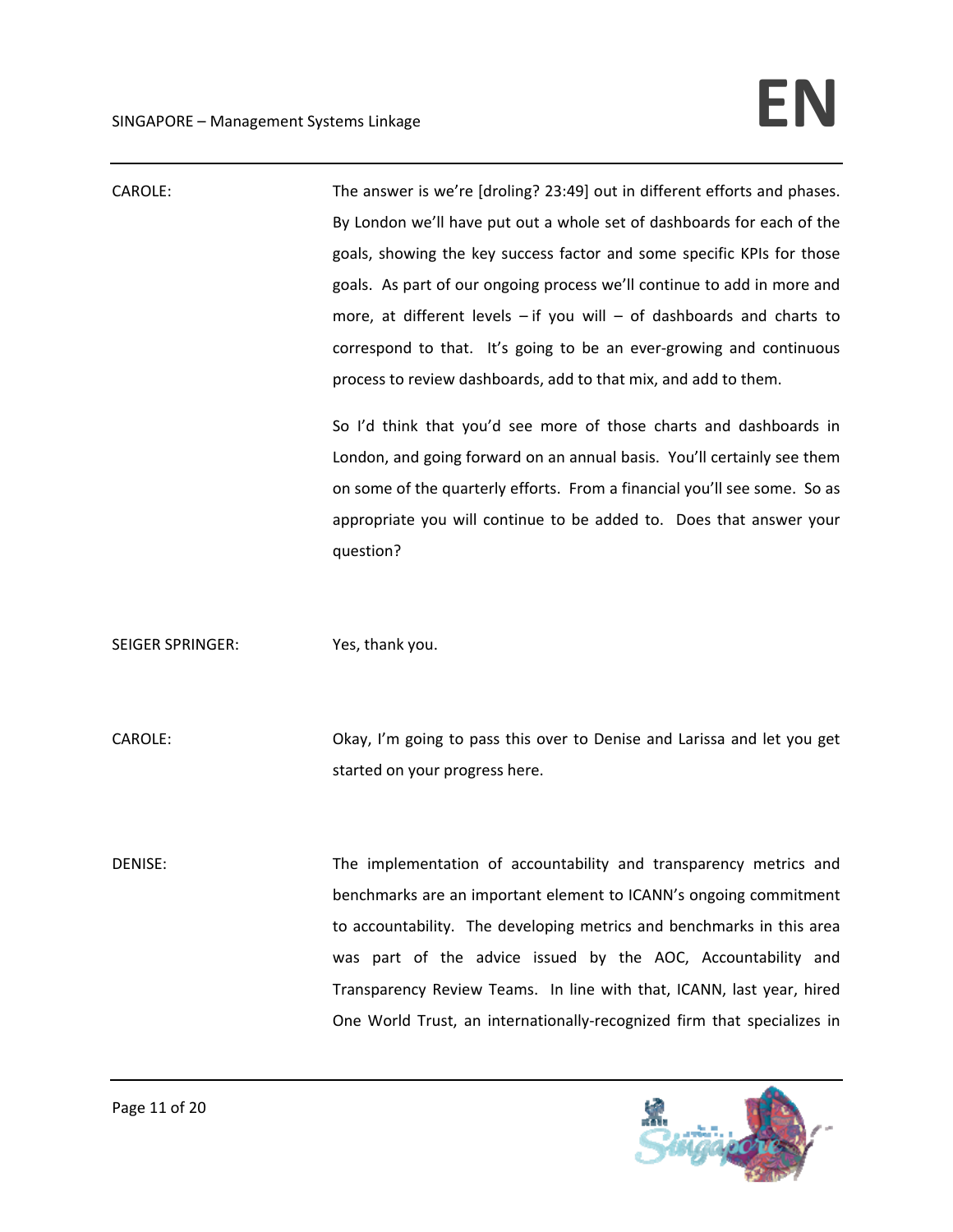CAROLE: The answer is we're [droling? 23:49] out in different efforts and phases. By London we'll have put out a whole set of dashboards for each of the goals, showing the key success factor and some specific KPIs for those goals. As part of our ongoing process we'll continue to add in more and more, at different levels – if you will – of dashboards and charts to correspond to that. It's going to be an ever-growing and continuous process to review dashboards, add to that mix, and add to them.

So I'd think that you'd see more of those charts and dashboards in London, and going forward on an annual basis. You'll certainly see them on some of the quarterly efforts. From a financial you'll see some. So as appropriate you will continue to be added to. Does that answer your question?

SEIGER SPRINGER: Yes, thank you.

CAROLE: Okay, I'm going to pass this over to Denise and Larissa and let you get started on your progress here.

DENISE: The implementation of accountability and transparency metrics and benchmarks are an important element to ICANN's ongoing commitment to accountability. The developing metrics and benchmarks in this area was part of the advice issued by the AOC, Accountability and Transparency Review Teams. In line with that, ICANN, last year, hired One World Trust, an internationally-recognized firm that specializes in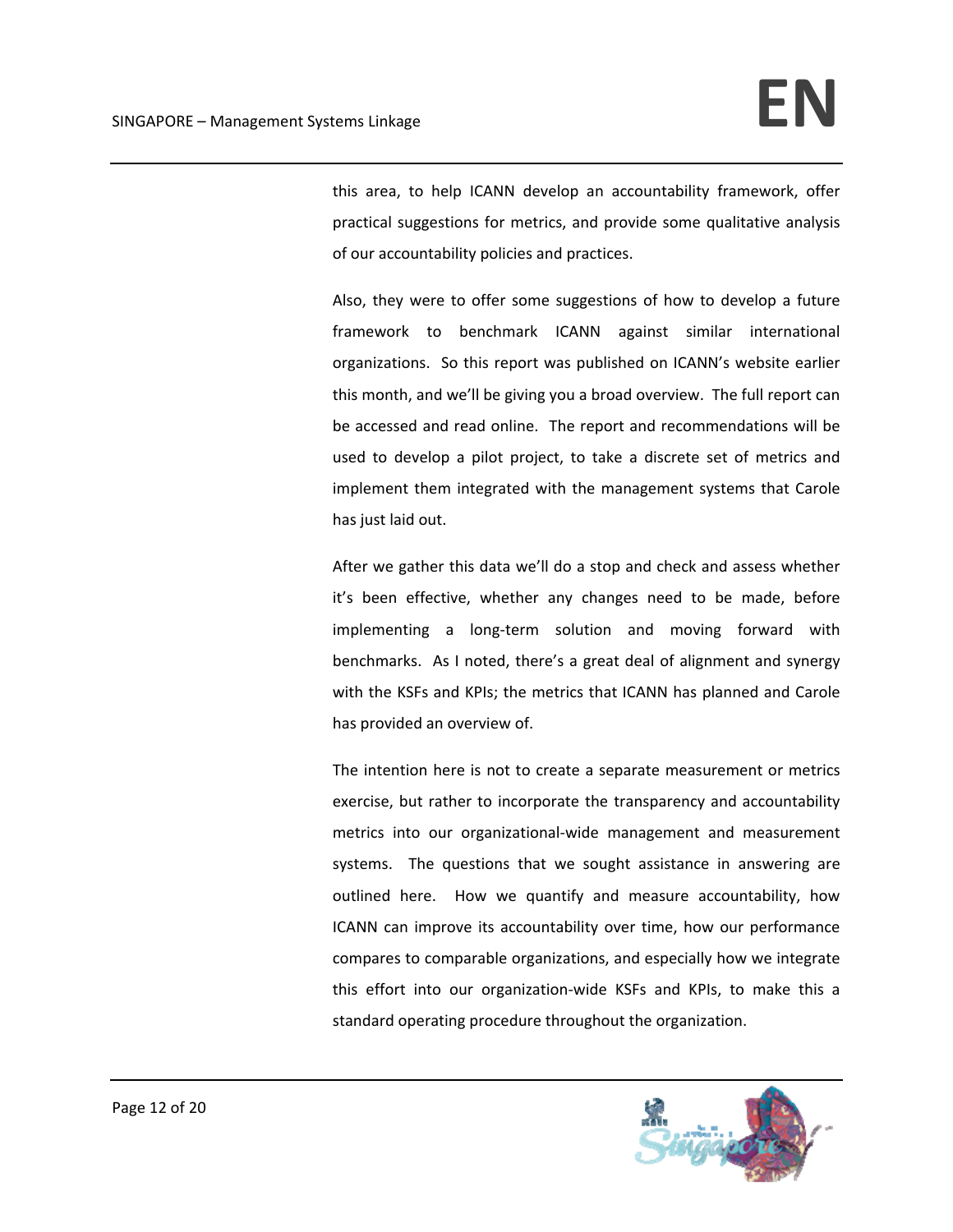this area, to help ICANN develop an accountability framework, offer practical suggestions for metrics, and provide some qualitative analysis of our accountability policies and practices.

Also, they were to offer some suggestions of how to develop a future framework to benchmark ICANN against similar international organizations. So this report was published on ICANN's website earlier this month, and we'll be giving you a broad overview. The full report can be accessed and read online. The report and recommendations will be used to develop a pilot project, to take a discrete set of metrics and implement them integrated with the management systems that Carole has just laid out.

After we gather this data we'll do a stop and check and assess whether it's been effective, whether any changes need to be made, before implementing a long-term solution and moving forward with benchmarks. As I noted, there's a great deal of alignment and synergy with the KSFs and KPIs; the metrics that ICANN has planned and Carole has provided an overview of.

The intention here is not to create a separate measurement or metrics exercise, but rather to incorporate the transparency and accountability metrics into our organizational-wide management and measurement systems. The questions that we sought assistance in answering are outlined here. How we quantify and measure accountability, how ICANN can improve its accountability over time, how our performance compares to comparable organizations, and especially how we integrate this effort into our organization-wide KSFs and KPIs, to make this a standard operating procedure throughout the organization.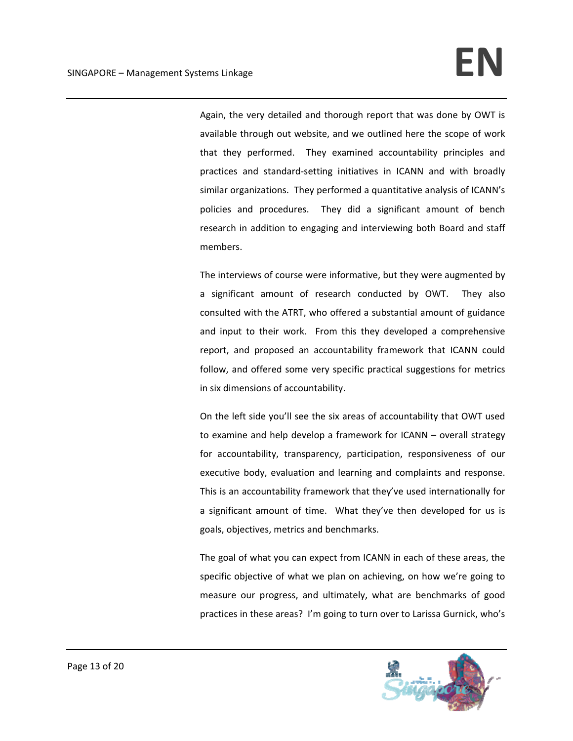Again, the very detailed and thorough report that was done by OWT is available through out website, and we outlined here the scope of work that they performed. They examined accountability principles and practices and standard-setting initiatives in ICANN and with broadly similar organizations. They performed a quantitative analysis of ICANN's policies and procedures. They did a significant amount of bench research in addition to engaging and interviewing both Board and staff members.

The interviews of course were informative, but they were augmented by a significant amount of research conducted by OWT. They also consulted with the ATRT, who offered a substantial amount of guidance and input to their work. From this they developed a comprehensive report, and proposed an accountability framework that ICANN could follow, and offered some very specific practical suggestions for metrics in six dimensions of accountability.

On the left side you'll see the six areas of accountability that OWT used to examine and help develop a framework for ICANN – overall strategy for accountability, transparency, participation, responsiveness of our executive body, evaluation and learning and complaints and response. This is an accountability framework that they've used internationally for a significant amount of time. What they've then developed for us is goals, objectives, metrics and benchmarks.

The goal of what you can expect from ICANN in each of these areas, the specific objective of what we plan on achieving, on how we're going to measure our progress, and ultimately, what are benchmarks of good practices in these areas? I'm going to turn over to Larissa Gurnick, who's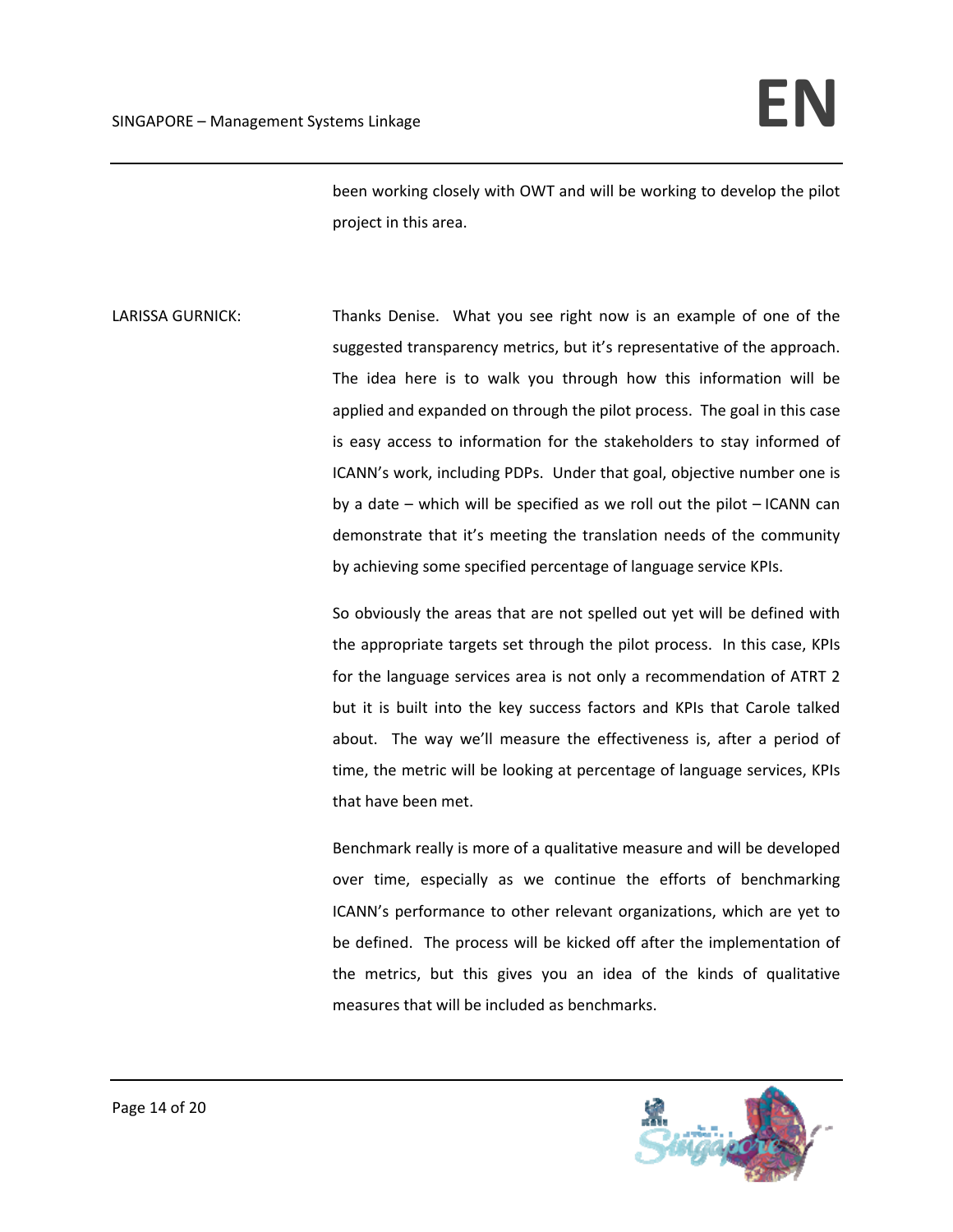been working closely with OWT and will be working to develop the pilot project in this area.

LARISSA GURNICK: Thanks Denise. What you see right now is an example of one of the suggested transparency metrics, but it's representative of the approach. The idea here is to walk you through how this information will be applied and expanded on through the pilot process. The goal in this case is easy access to information for the stakeholders to stay informed of ICANN's work, including PDPs. Under that goal, objective number one is by a date – which will be specified as we roll out the pilot – ICANN can demonstrate that it's meeting the translation needs of the community by achieving some specified percentage of language service KPIs.

So obviously the areas that are not spelled out yet will be defined with the appropriate targets set through the pilot process. In this case, KPIs for the language services area is not only a recommendation of ATRT 2 but it is built into the key success factors and KPIs that Carole talked about. The way we'll measure the effectiveness is, after a period of time, the metric will be looking at percentage of language services, KPIs that have been met.

Benchmark really is more of a qualitative measure and will be developed over time, especially as we continue the efforts of benchmarking ICANN's performance to other relevant organizations, which are yet to be defined. The process will be kicked off after the implementation of the metrics, but this gives you an idea of the kinds of qualitative measures that will be included as benchmarks.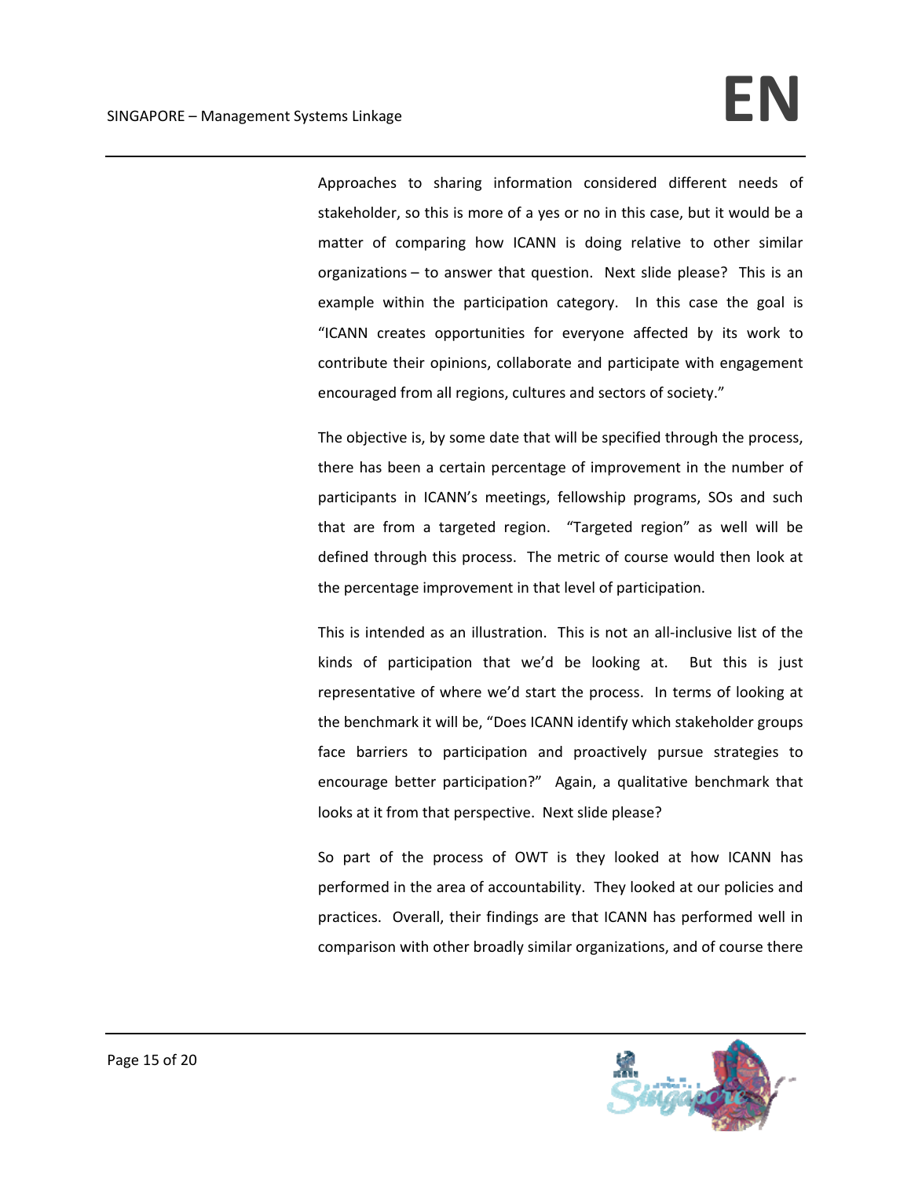Approaches to sharing information considered different needs of stakeholder, so this is more of a yes or no in this case, but it would be a matter of comparing how ICANN is doing relative to other similar organizations – to answer that question. Next slide please? This is an example within the participation category. In this case the goal is "ICANN creates opportunities for everyone affected by its work to contribute their opinions, collaborate and participate with engagement encouraged from all regions, cultures and sectors of society."

The objective is, by some date that will be specified through the process, there has been a certain percentage of improvement in the number of participants in ICANN's meetings, fellowship programs, SOs and such that are from a targeted region. "Targeted region" as well will be defined through this process. The metric of course would then look at the percentage improvement in that level of participation.

This is intended as an illustration. This is not an all-inclusive list of the kinds of participation that we'd be looking at. But this is just representative of where we'd start the process. In terms of looking at the benchmark it will be, "Does ICANN identify which stakeholder groups face barriers to participation and proactively pursue strategies to encourage better participation?" Again, a qualitative benchmark that looks at it from that perspective. Next slide please?

So part of the process of OWT is they looked at how ICANN has performed in the area of accountability. They looked at our policies and practices. Overall, their findings are that ICANN has performed well in comparison with other broadly similar organizations, and of course there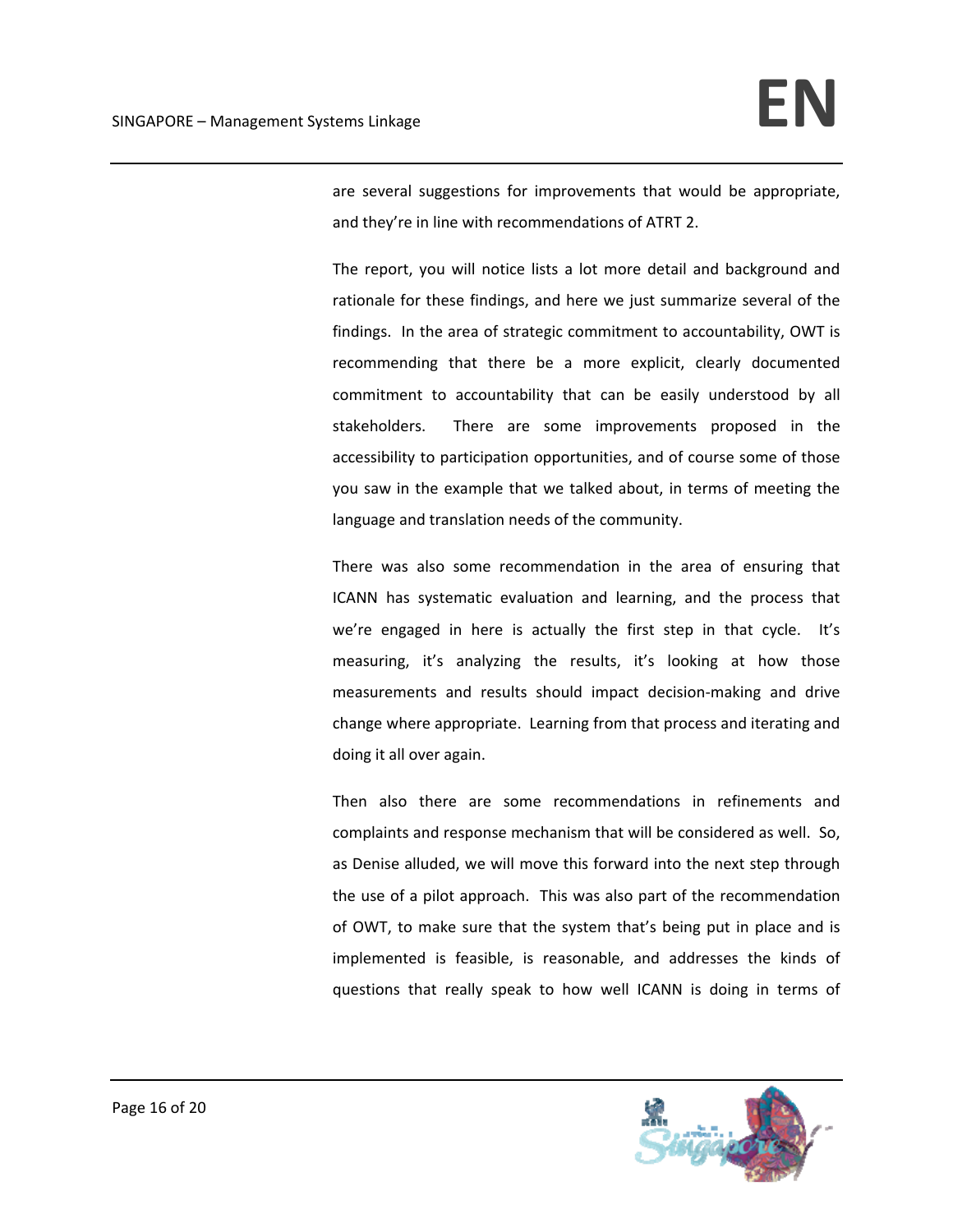are several suggestions for improvements that would be appropriate, and they're in line with recommendations of ATRT 2.

The report, you will notice lists a lot more detail and background and rationale for these findings, and here we just summarize several of the findings. In the area of strategic commitment to accountability, OWT is recommending that there be a more explicit, clearly documented commitment to accountability that can be easily understood by all stakeholders. There are some improvements proposed in the accessibility to participation opportunities, and of course some of those you saw in the example that we talked about, in terms of meeting the language and translation needs of the community.

There was also some recommendation in the area of ensuring that ICANN has systematic evaluation and learning, and the process that we're engaged in here is actually the first step in that cycle. It's measuring, it's analyzing the results, it's looking at how those measurements and results should impact decision-making and drive change where appropriate. Learning from that process and iterating and doing it all over again.

Then also there are some recommendations in refinements and complaints and response mechanism that will be considered as well. So, as Denise alluded, we will move this forward into the next step through the use of a pilot approach. This was also part of the recommendation of OWT, to make sure that the system that's being put in place and is implemented is feasible, is reasonable, and addresses the kinds of questions that really speak to how well ICANN is doing in terms of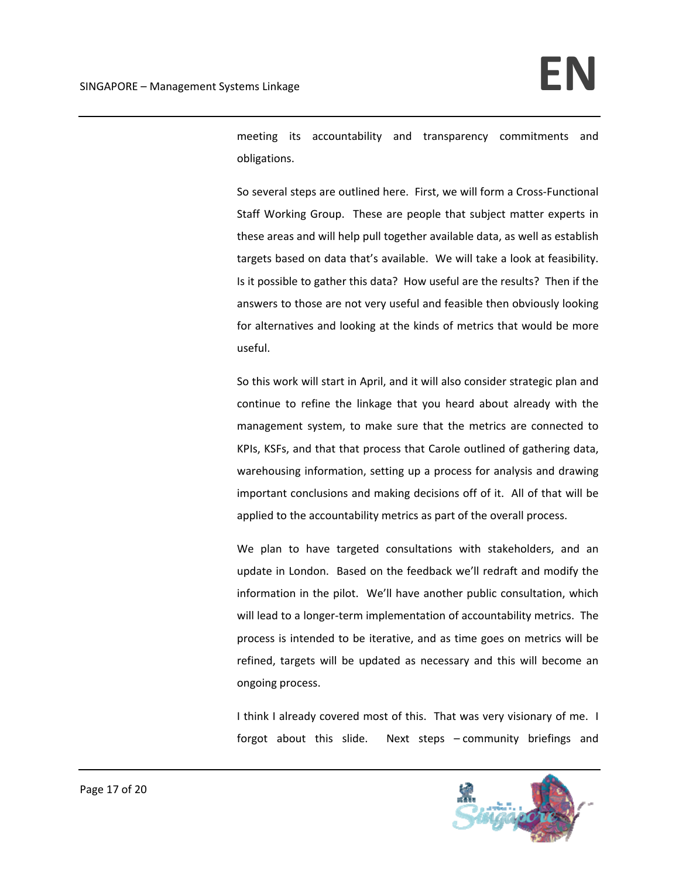meeting its accountability and transparency commitments and obligations.

So several steps are outlined here. First, we will form a Cross-Functional Staff Working Group. These are people that subject matter experts in these areas and will help pull together available data, as well as establish targets based on data that's available. We will take a look at feasibility. Is it possible to gather this data? How useful are the results? Then if the answers to those are not very useful and feasible then obviously looking for alternatives and looking at the kinds of metrics that would be more useful.

So this work will start in April, and it will also consider strategic plan and continue to refine the linkage that you heard about already with the management system, to make sure that the metrics are connected to KPIs, KSFs, and that that process that Carole outlined of gathering data, warehousing information, setting up a process for analysis and drawing important conclusions and making decisions off of it. All of that will be applied to the accountability metrics as part of the overall process.

We plan to have targeted consultations with stakeholders, and an update in London. Based on the feedback we'll redraft and modify the information in the pilot. We'll have another public consultation, which will lead to a longer-term implementation of accountability metrics. The process is intended to be iterative, and as time goes on metrics will be refined, targets will be updated as necessary and this will become an ongoing process.

I think I already covered most of this. That was very visionary of me. I forgot about this slide. Next steps – community briefings and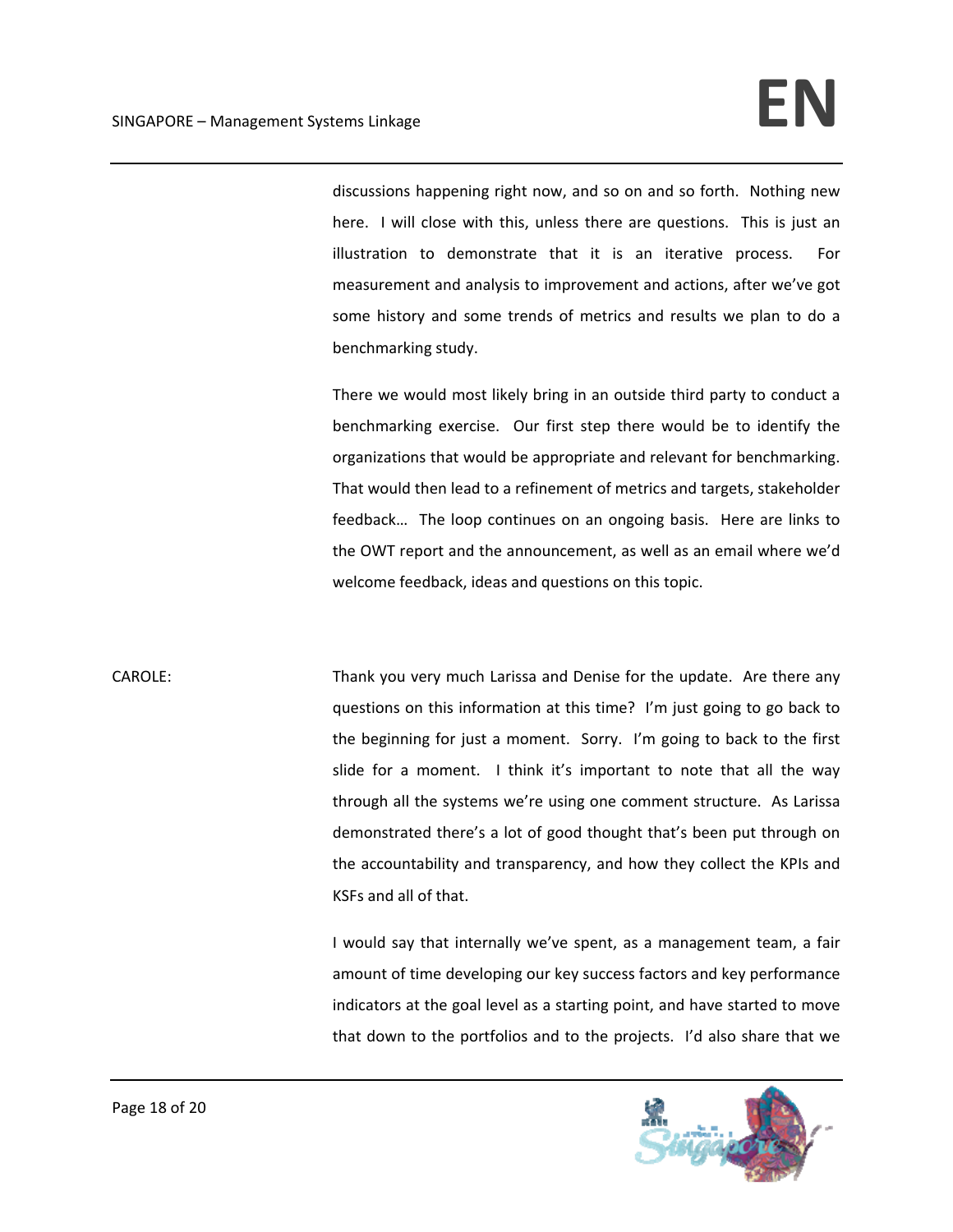discussions happening right now, and so on and so forth. Nothing new here. I will close with this, unless there are questions. This is just an illustration to demonstrate that it is an iterative process. For measurement and analysis to improvement and actions, after we've got some history and some trends of metrics and results we plan to do a benchmarking study.

There we would most likely bring in an outside third party to conduct a benchmarking exercise. Our first step there would be to identify the organizations that would be appropriate and relevant for benchmarking. That would then lead to a refinement of metrics and targets, stakeholder feedback… The loop continues on an ongoing basis. Here are links to the OWT report and the announcement, as well as an email where we'd welcome feedback, ideas and questions on this topic.

CAROLE: Thank you very much Larissa and Denise for the update. Are there any questions on this information at this time? I'm just going to go back to the beginning for just a moment. Sorry. I'm going to back to the first slide for a moment. I think it's important to note that all the way through all the systems we're using one comment structure. As Larissa demonstrated there's a lot of good thought that's been put through on the accountability and transparency, and how they collect the KPIs and KSFs and all of that.

I would say that internally we've spent, as a management team, a fair amount of time developing our key success factors and key performance indicators at the goal level as a starting point, and have started to move that down to the portfolios and to the projects. I'd also share that we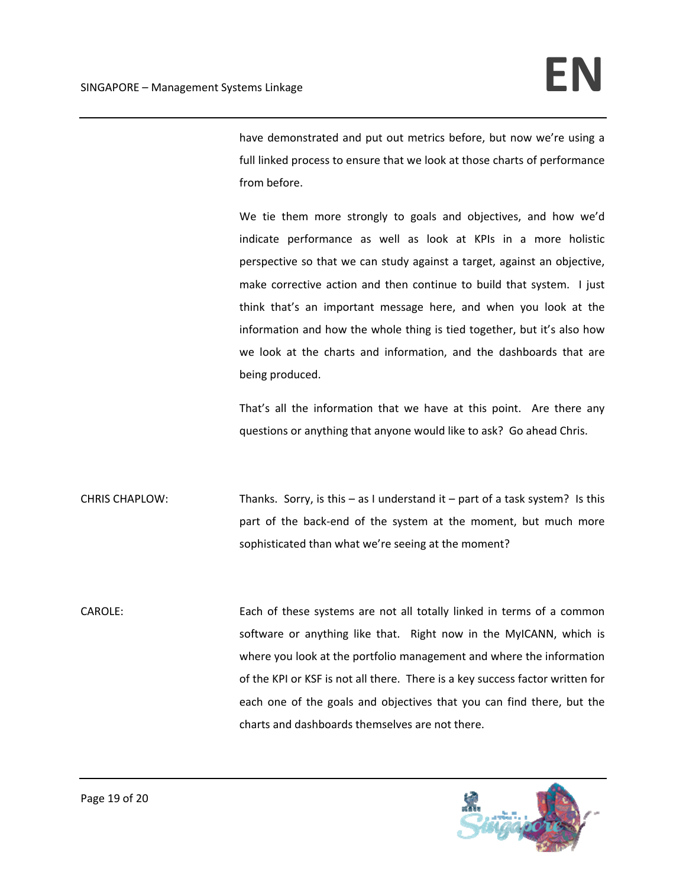have demonstrated and put out metrics before, but now we're using a full linked process to ensure that we look at those charts of performance from before.

We tie them more strongly to goals and objectives, and how we'd indicate performance as well as look at KPIs in a more holistic perspective so that we can study against a target, against an objective, make corrective action and then continue to build that system. I just think that's an important message here, and when you look at the information and how the whole thing is tied together, but it's also how we look at the charts and information, and the dashboards that are being produced.

That's all the information that we have at this point. Are there any questions or anything that anyone would like to ask? Go ahead Chris.

CHRIS CHAPLOW: Thanks. Sorry, is this – as I understand it – part of a task system? Is this part of the back-end of the system at the moment, but much more sophisticated than what we're seeing at the moment?

CAROLE: Each of these systems are not all totally linked in terms of a common software or anything like that. Right now in the MyICANN, which is where you look at the portfolio management and where the information of the KPI or KSF is not all there. There is a key success factor written for each one of the goals and objectives that you can find there, but the charts and dashboards themselves are not there.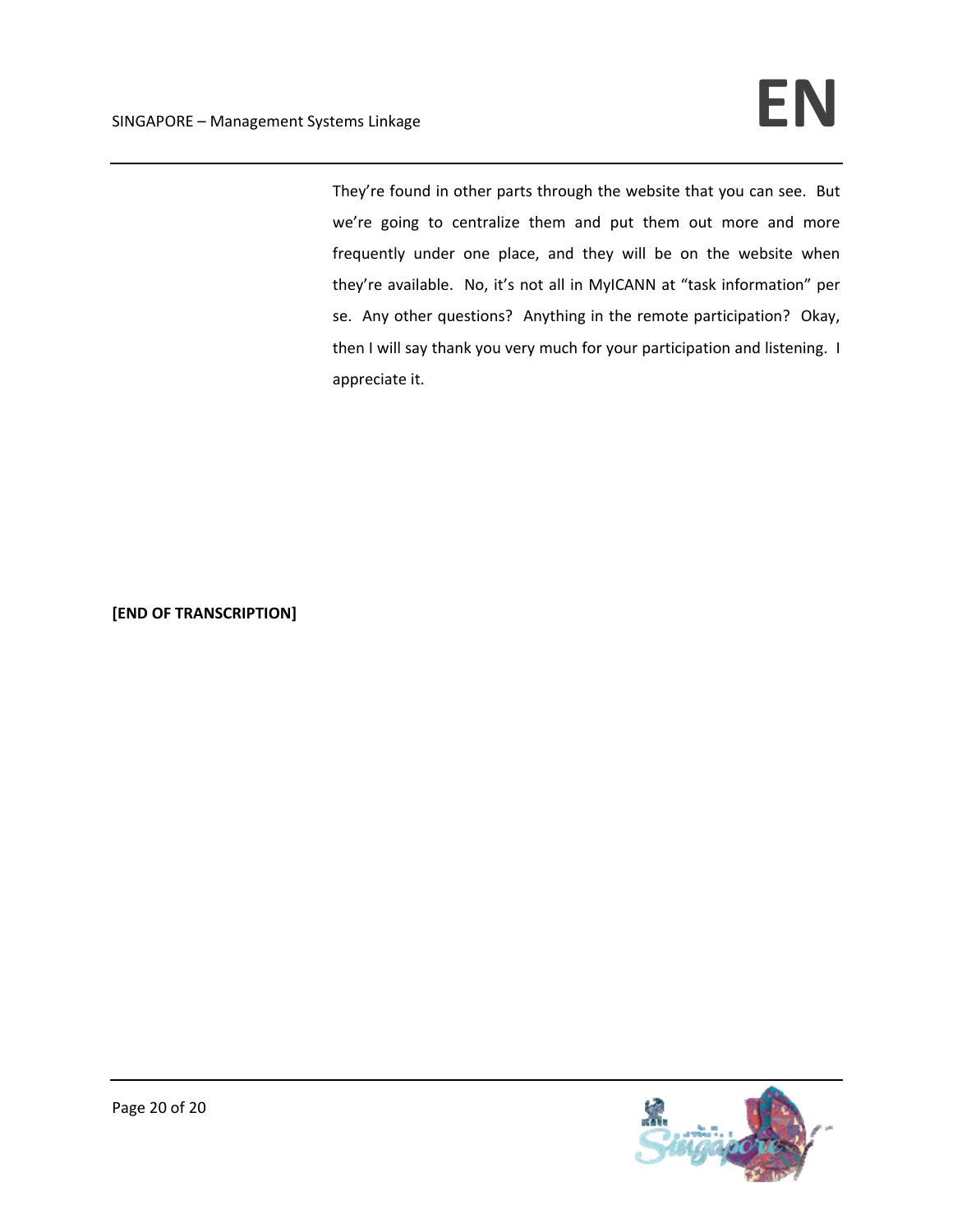They're found in other parts through the website that you can see. But we're going to centralize them and put them out more and more frequently under one place, and they will be on the website when they're available. No, it's not all in MyICANN at "task information" per se. Any other questions? Anything in the remote participation? Okay, then I will say thank you very much for your participation and listening. I appreciate it.

**[END OF TRANSCRIPTION]**